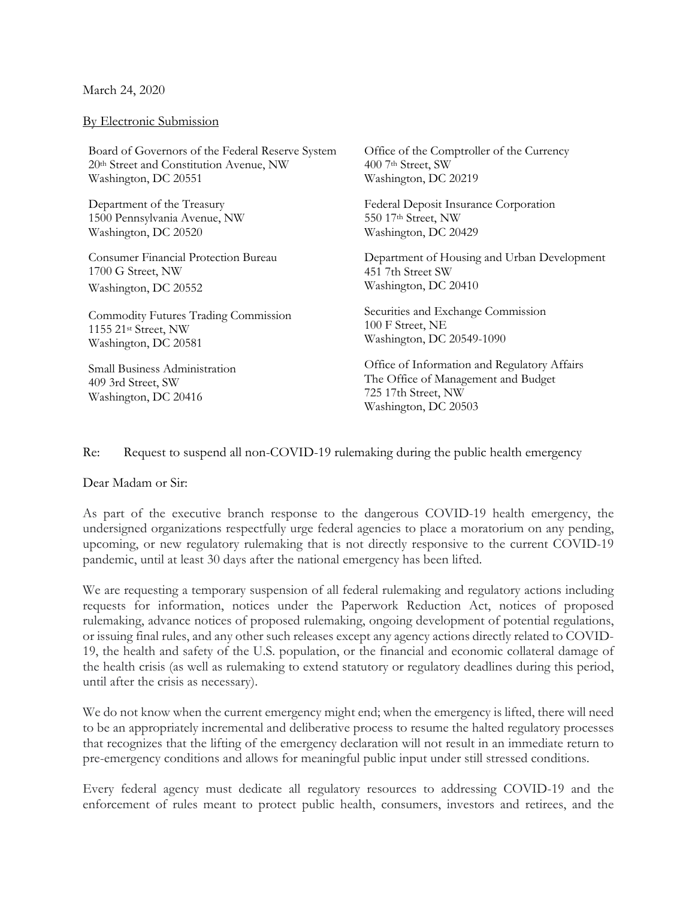March 24, 2020

By Electronic Submission

Board of Governors of the Federal Reserve System
20th Street and Constitution Avenue, NW
Washington, DC 20551

Office of the Comptroller of the Currency
400 7th Street, SW
Washington, DC 20219

Department of the Treasury
1500 Pennsylvania Avenue, NW
Washington, DC 20520

Federal Deposit Insurance Corporation
550 17th Street, NW
Washington, DC 20429

Consumer Financial Protection Bureau
1700 G Street, NW
Washington, DC 20552

Department of Housing and Urban Development
451 7th Street SW
Washington, DC 20410

Commodity Futures Trading Commission
1155 21st Street, NW
Washington, DC 20581

Securities and Exchange Commission
100 F Street, NE
Washington, DC 20549-1090

Small Business Administration
409 3rd Street, SW
Washington, DC 20416

Office of Information and Regulatory Affairs
The Office of Management and Budget
725 17th Street, NW
Washington, DC 20503

Re: Request to suspend all non-COVID-19 rulemaking during the public health emergency

Dear Madam or Sir:

As part of the executive branch response to the dangerous COVID-19 health emergency, the undersigned organizations respectfully urge federal agencies to place a moratorium on any pending, upcoming, or new regulatory rulemaking that is not directly responsive to the current COVID-19 pandemic, until at least 30 days after the national emergency has been lifted.

We are requesting a temporary suspension of all federal rulemaking and regulatory actions including requests for information, notices under the Paperwork Reduction Act, notices of proposed rulemaking, advance notices of proposed rulemaking, ongoing development of potential regulations, or issuing final rules, and any other such releases except any agency actions directly related to COVID-19, the health and safety of the U.S. population, or the financial and economic collateral damage of the health crisis (as well as rulemaking to extend statutory or regulatory deadlines during this period, until after the crisis as necessary).

We do not know when the current emergency might end; when the emergency is lifted, there will need to be an appropriately incremental and deliberative process to resume the halted regulatory processes that recognizes that the lifting of the emergency declaration will not result in an immediate return to pre-emergency conditions and allows for meaningful public input under still stressed conditions.

Every federal agency must dedicate all regulatory resources to addressing COVID-19 and the enforcement of rules meant to protect public health, consumers, investors and retirees, and the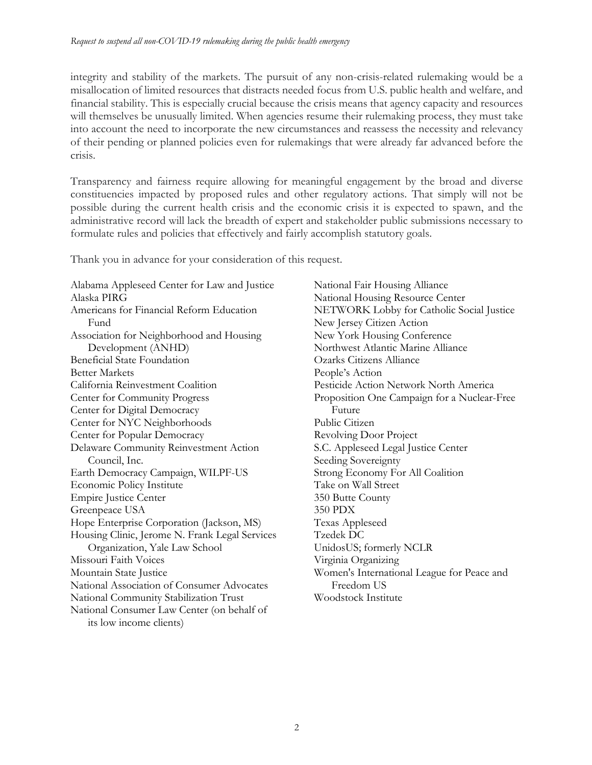integrity and stability of the markets. The pursuit of any non-crisis-related rulemaking would be a misallocation of limited resources that distracts needed focus from U.S. public health and welfare, and financial stability. This is especially crucial because the crisis means that agency capacity and resources will themselves be unusually limited. When agencies resume their rulemaking process, they must take into account the need to incorporate the new circumstances and reassess the necessity and relevancy of their pending or planned policies even for rulemakings that were already far advanced before the crisis.

Transparency and fairness require allowing for meaningful engagement by the broad and diverse constituencies impacted by proposed rules and other regulatory actions. That simply will not be possible during the current health crisis and the economic crisis it is expected to spawn, and the administrative record will lack the breadth of expert and stakeholder public submissions necessary to formulate rules and policies that effectively and fairly accomplish statutory goals.

Thank you in advance for your consideration of this request.

Alabama Appleseed Center for Law and Justice
Alaska PIRG
Americans for Financial Reform Education Fund
Association for Neighborhood and Housing Development (ANHD)
Beneficial State Foundation
Better Markets
California Reinvestment Coalition
Center for Community Progress
Center for Digital Democracy
Center for NYC Neighborhoods
Center for Popular Democracy
Delaware Community Reinvestment Action Council, Inc.
Earth Democracy Campaign, WILPF-US
Economic Policy Institute
Empire Justice Center
Greenpeace USA
Hope Enterprise Corporation (Jackson, MS)
Housing Clinic, Jerome N. Frank Legal Services Organization, Yale Law School
Missouri Faith Voices
Mountain State Justice
National Association of Consumer Advocates
National Community Stabilization Trust
National Consumer Law Center (on behalf of its low income clients)
National Fair Housing Alliance
National Housing Resource Center
NETWORK Lobby for Catholic Social Justice
New Jersey Citizen Action
New York Housing Conference
Northwest Atlantic Marine Alliance
Ozarks Citizens Alliance
People's Action
Pesticide Action Network North America
Proposition One Campaign for a Nuclear-Free Future
Public Citizen
Revolving Door Project
S.C. Appleseed Legal Justice Center
Seeding Sovereignty
Strong Economy For All Coalition
Take on Wall Street
350 Butte County
350 PDX
Texas Appleseed
Tzedek DC
UnidosUS; formerly NCLR
Virginia Organizing
Women's International League for Peace and Freedom US
Woodstock Institute